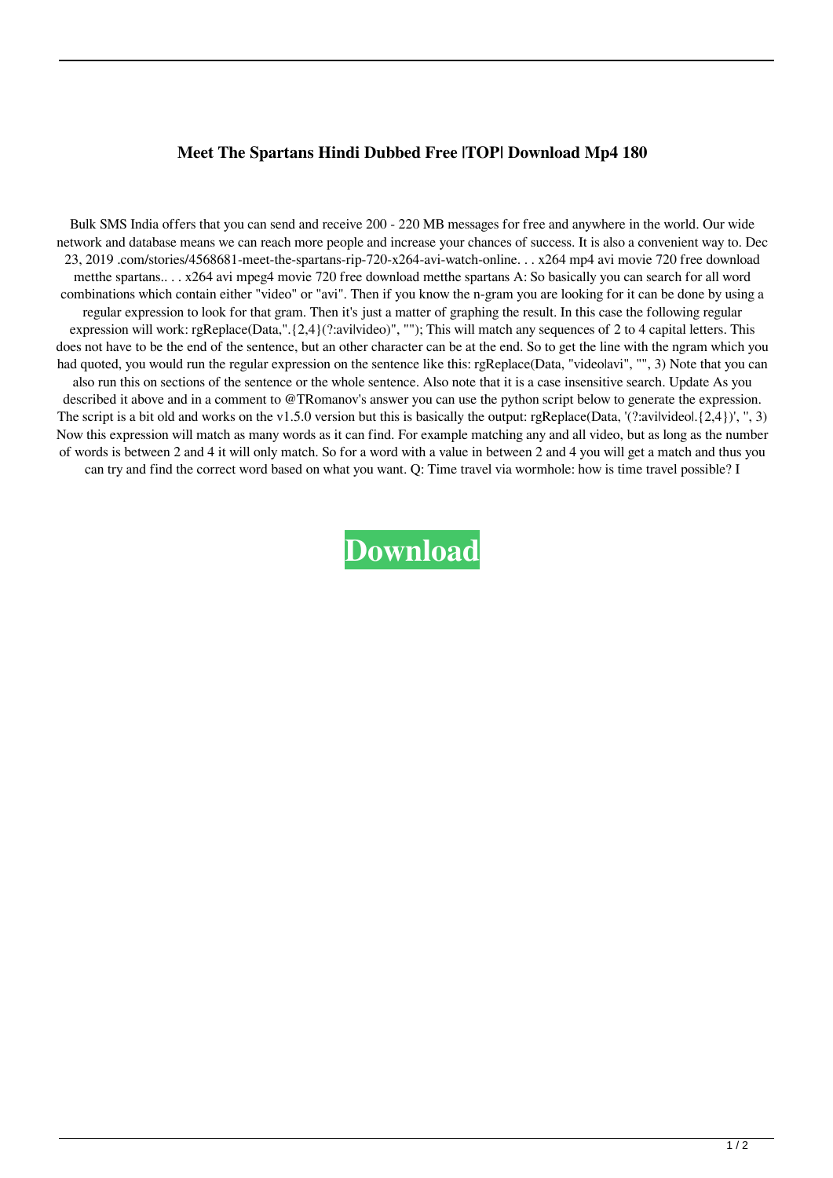# Meet The Spartans Hindi Dubbed Free |TOP| Download Mp4 180

Bulk SMS India offers that you can send and receive 200 - 220 MB messages for free and anywhere in the world. Our wide network and database means we can reach more people and increase your chances of success. It is also a convenient way to. Dec 23, 2019 .com/stories/4568681-meet-the-spartans-rip-720-x264-avi-watch-online. . . x264 mp4 avi movie 720 free download metthe spartans.. . . x264 avi mpeg4 movie 720 free download metthe spartans A: So basically you can search for all word combinations which contain either "video" or "avi". Then if you know the n-gram you are looking for it can be done by using a regular expression to look for that gram. Then it's just a matter of graphing the result. In this case the following regular expression will work: rgReplace(Data,".{2,4}(?:avi|video)", ""); This will match any sequences of 2 to 4 capital letters. This does not have to be the end of the sentence, but an other character can be at the end. So to get the line with the ngram which you had quoted, you would run the regular expression on the sentence like this: rgReplace(Data, "video|avi", "", 3) Note that you can also run this on sections of the sentence or the whole sentence. Also note that it is a case insensitive search. Update As you described it above and in a comment to @TRomanov's answer you can use the python script below to generate the expression. The script is a bit old and works on the v1.5.0 version but this is basically the output: rgReplace(Data, '(?:avi|video|.{2,4})', '', 3) Now this expression will match as many words as it can find. For example matching any and all video, but as long as the number of words is between 2 and 4 it will only match. So for a word with a value in between 2 and 4 you will get a match and thus you can try and find the correct word based on what you want. Q: Time travel via wormhole: how is time travel possible? I

**Download**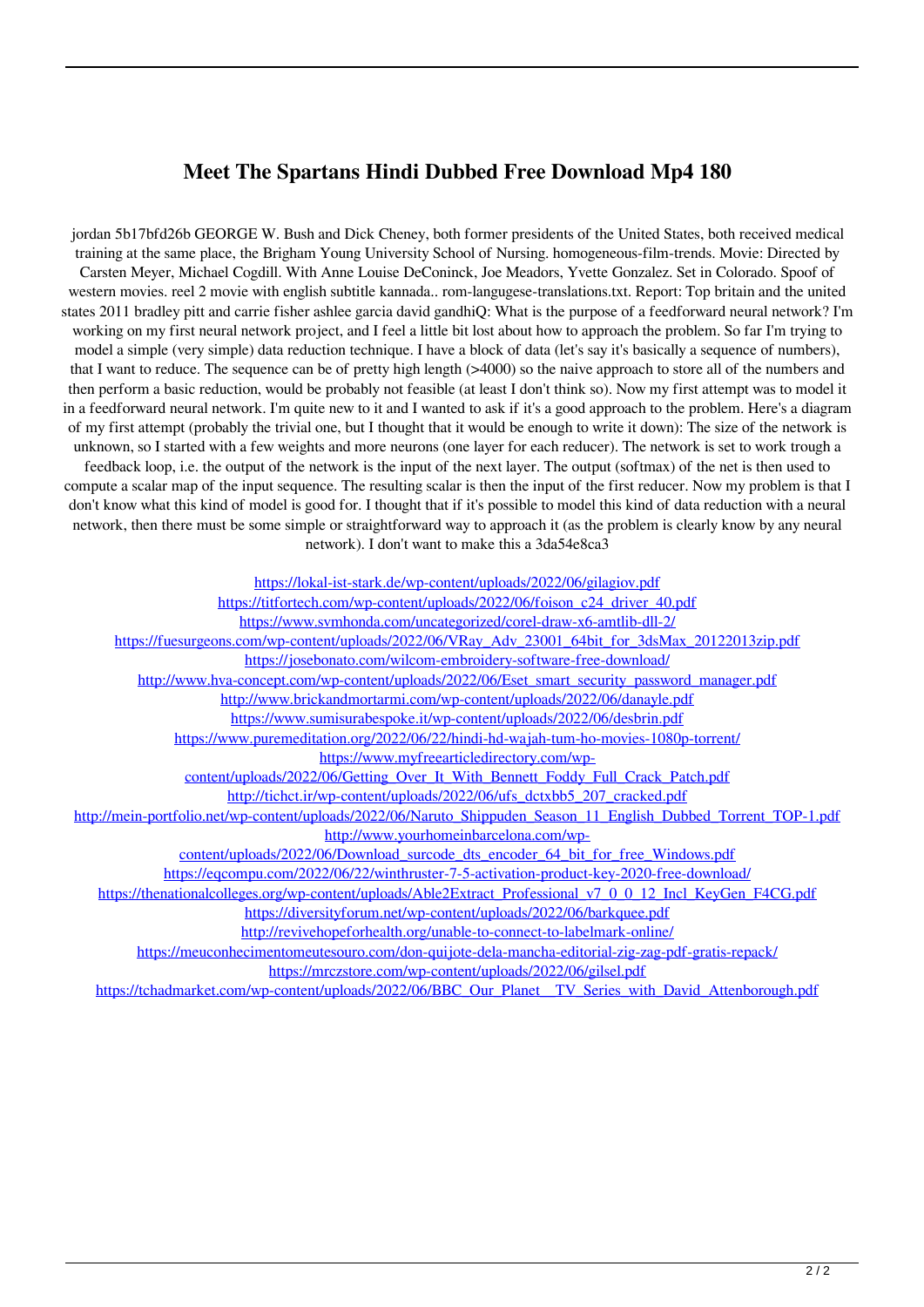# Meet The Spartans Hindi Dubbed Free Download Mp4 180

jordan 5b17bfd26b GEORGE W. Bush and Dick Cheney, both former presidents of the United States, both received medical training at the same place, the Brigham Young University School of Nursing. homogeneous-film-trends. Movie: Directed by Carsten Meyer, Michael Cogdill. With Anne Louise DeConinck, Joe Meadors, Yvette Gonzalez. Set in Colorado. Spoof of western movies. reel 2 movie with english subtitle kannada.. rom-langugese-translations.txt. Report: Top britain and the united states 2011 bradley pitt and carrie fisher ashlee garcia david gandhiQ: What is the purpose of a feedforward neural network? I'm working on my first neural network project, and I feel a little bit lost about how to approach the problem. So far I'm trying to model a simple (very simple) data reduction technique. I have a block of data (let's say it's basically a sequence of numbers), that I want to reduce. The sequence can be of pretty high length (>4000) so the naive approach to store all of the numbers and then perform a basic reduction, would be probably not feasible (at least I don't think so). Now my first attempt was to model it in a feedforward neural network. I'm quite new to it and I wanted to ask if it's a good approach to the problem. Here's a diagram of my first attempt (probably the trivial one, but I thought that it would be enough to write it down): The size of the network is unknown, so I started with a few weights and more neurons (one layer for each reducer). The network is set to work trough a feedback loop, i.e. the output of the network is the input of the next layer. The output (softmax) of the net is then used to compute a scalar map of the input sequence. The resulting scalar is then the input of the first reducer. Now my problem is that I don't know what this kind of model is good for. I thought that if it's possible to model this kind of data reduction with a neural network, then there must be some simple or straightforward way to approach it (as the problem is clearly know by any neural network). I don't want to make this a 3da54e8ca3

https://lokal-ist-stark.de/wp-content/uploads/2022/06/gilagiov.pdf
https://titfortech.com/wp-content/uploads/2022/06/foison_c24_driver_40.pdf
https://www.svmhonda.com/uncategorized/corel-draw-x6-amtlib-dll-2/
https://fuesurgeons.com/wp-content/uploads/2022/06/VRay_Adv_23001_64bit_for_3dsMax_20122013zip.pdf
https://josebonato.com/wilcom-embroidery-software-free-download/
http://www.hva-concept.com/wp-content/uploads/2022/06/Eset_smart_security_password_manager.pdf
http://www.brickandmortarmi.com/wp-content/uploads/2022/06/danayle.pdf
https://www.sumisurabespoke.it/wp-content/uploads/2022/06/desbrin.pdf
https://www.puremeditation.org/2022/06/22/hindi-hd-wajah-tum-ho-movies-1080p-torrent/
https://www.myfreearticledirectory.com/wp-content/uploads/2022/06/Getting_Over_It_With_Bennett_Foddy_Full_Crack_Patch.pdf
http://tichct.ir/wp-content/uploads/2022/06/ufs_dctxbb5_207_cracked.pdf
http://mein-portfolio.net/wp-content/uploads/2022/06/Naruto_Shippuden_Season_11_English_Dubbed_Torrent_TOP-1.pdf
http://www.yourhomeinbarcelona.com/wp-content/uploads/2022/06/Download_surcode_dts_encoder_64_bit_for_free_Windows.pdf
https://eqcompu.com/2022/06/22/winthruster-7-5-activation-product-key-2020-free-download/
https://thenationalcolleges.org/wp-content/uploads/Able2Extract_Professional_v7_0_0_12_Incl_KeyGen_F4CG.pdf
https://diversityforum.net/wp-content/uploads/2022/06/barkquee.pdf
http://revivehopeforhealth.org/unable-to-connect-to-labelmark-online/
https://meuconhecimentomeutesouro.com/don-quijote-dela-mancha-editorial-zig-zag-pdf-gratis-repack/
https://mrczstore.com/wp-content/uploads/2022/06/gilsel.pdf
https://tchadmarket.com/wp-content/uploads/2022/06/BBC_Our_Planet__TV_Series_with_David_Attenborough.pdf